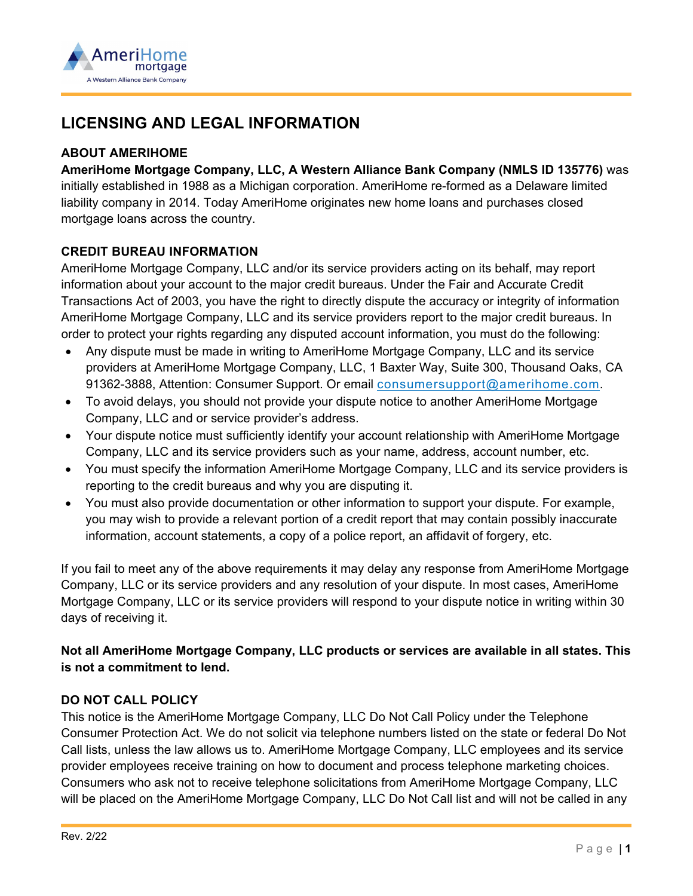# LICENSING AND LEGAL INFORMATION

## ABOUT AMERIHOME

**AmeriHome Mortgage Company, LLC, A Western Alliance Bank Company (NMLS ID 135776)** was initially established in 1988 as a Michigan corporation. AmeriHome re-formed as a Delaware limited liability company in 2014. Today AmeriHome originates new home loans and purchases closed mortgage loans across the country.

## CREDIT BUREAU INFORMATION

AmeriHome Mortgage Company, LLC and/or its service providers acting on its behalf, may report information about your account to the major credit bureaus. Under the Fair and Accurate Credit Transactions Act of 2003, you have the right to directly dispute the accuracy or integrity of information AmeriHome Mortgage Company, LLC and its service providers report to the major credit bureaus. In order to protect your rights regarding any disputed account information, you must do the following:

- Any dispute must be made in writing to AmeriHome Mortgage Company, LLC and its service providers at AmeriHome Mortgage Company, LLC, 1 Baxter Way, Suite 300, Thousand Oaks, CA 91362-3888, Attention: Consumer Support. Or email consumersupport@amerihome.com.
- To avoid delays, you should not provide your dispute notice to another AmeriHome Mortgage Company, LLC and or service provider's address.
- Your dispute notice must sufficiently identify your account relationship with AmeriHome Mortgage Company, LLC and its service providers such as your name, address, account number, etc.
- You must specify the information AmeriHome Mortgage Company, LLC and its service providers is reporting to the credit bureaus and why you are disputing it.
- You must also provide documentation or other information to support your dispute. For example, you may wish to provide a relevant portion of a credit report that may contain possibly inaccurate information, account statements, a copy of a police report, an affidavit of forgery, etc.

If you fail to meet any of the above requirements it may delay any response from AmeriHome Mortgage Company, LLC or its service providers and any resolution of your dispute. In most cases, AmeriHome Mortgage Company, LLC or its service providers will respond to your dispute notice in writing within 30 days of receiving it.

**Not all AmeriHome Mortgage Company, LLC products or services are available in all states. This is not a commitment to lend.**

## DO NOT CALL POLICY

This notice is the AmeriHome Mortgage Company, LLC Do Not Call Policy under the Telephone Consumer Protection Act. We do not solicit via telephone numbers listed on the state or federal Do Not Call lists, unless the law allows us to. AmeriHome Mortgage Company, LLC employees and its service provider employees receive training on how to document and process telephone marketing choices. Consumers who ask not to receive telephone solicitations from AmeriHome Mortgage Company, LLC will be placed on the AmeriHome Mortgage Company, LLC Do Not Call list and will not be called in any

Rev. 2/22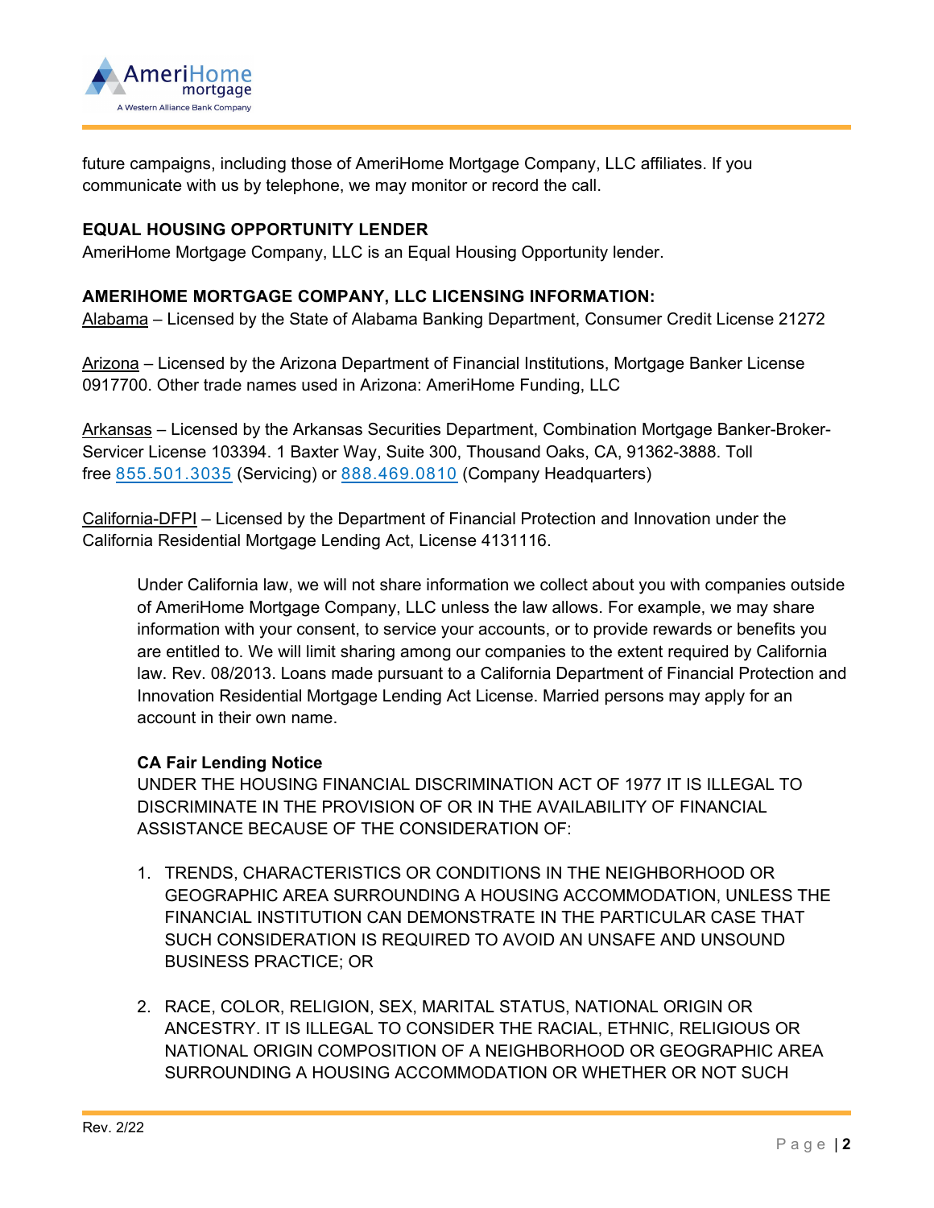future campaigns, including those of AmeriHome Mortgage Company, LLC affiliates. If you communicate with us by telephone, we may monitor or record the call.

**EQUAL HOUSING OPPORTUNITY LENDER**
AmeriHome Mortgage Company, LLC is an Equal Housing Opportunity lender.

**AMERIHOME MORTGAGE COMPANY, LLC LICENSING INFORMATION:**
Alabama – Licensed by the State of Alabama Banking Department, Consumer Credit License 21272

Arizona – Licensed by the Arizona Department of Financial Institutions, Mortgage Banker License 0917700. Other trade names used in Arizona: AmeriHome Funding, LLC

Arkansas – Licensed by the Arkansas Securities Department, Combination Mortgage Banker-Broker-Servicer License 103394. 1 Baxter Way, Suite 300, Thousand Oaks, CA, 91362-3888. Toll free 855.501.3035 (Servicing) or 888.469.0810 (Company Headquarters)

California-DFPI – Licensed by the Department of Financial Protection and Innovation under the California Residential Mortgage Lending Act, License 4131116.

> Under California law, we will not share information we collect about you with companies outside of AmeriHome Mortgage Company, LLC unless the law allows. For example, we may share information with your consent, to service your accounts, or to provide rewards or benefits you are entitled to. We will limit sharing among our companies to the extent required by California law. Rev. 08/2013. Loans made pursuant to a California Department of Financial Protection and Innovation Residential Mortgage Lending Act License. Married persons may apply for an account in their own name.
>
> **CA Fair Lending Notice**
> UNDER THE HOUSING FINANCIAL DISCRIMINATION ACT OF 1977 IT IS ILLEGAL TO DISCRIMINATE IN THE PROVISION OF OR IN THE AVAILABILITY OF FINANCIAL ASSISTANCE BECAUSE OF THE CONSIDERATION OF:
>
> 1. TRENDS, CHARACTERISTICS OR CONDITIONS IN THE NEIGHBORHOOD OR GEOGRAPHIC AREA SURROUNDING A HOUSING ACCOMMODATION, UNLESS THE FINANCIAL INSTITUTION CAN DEMONSTRATE IN THE PARTICULAR CASE THAT SUCH CONSIDERATION IS REQUIRED TO AVOID AN UNSAFE AND UNSOUND BUSINESS PRACTICE; OR
>
> 2. RACE, COLOR, RELIGION, SEX, MARITAL STATUS, NATIONAL ORIGIN OR ANCESTRY. IT IS ILLEGAL TO CONSIDER THE RACIAL, ETHNIC, RELIGIOUS OR NATIONAL ORIGIN COMPOSITION OF A NEIGHBORHOOD OR GEOGRAPHIC AREA SURROUNDING A HOUSING ACCOMMODATION OR WHETHER OR NOT SUCH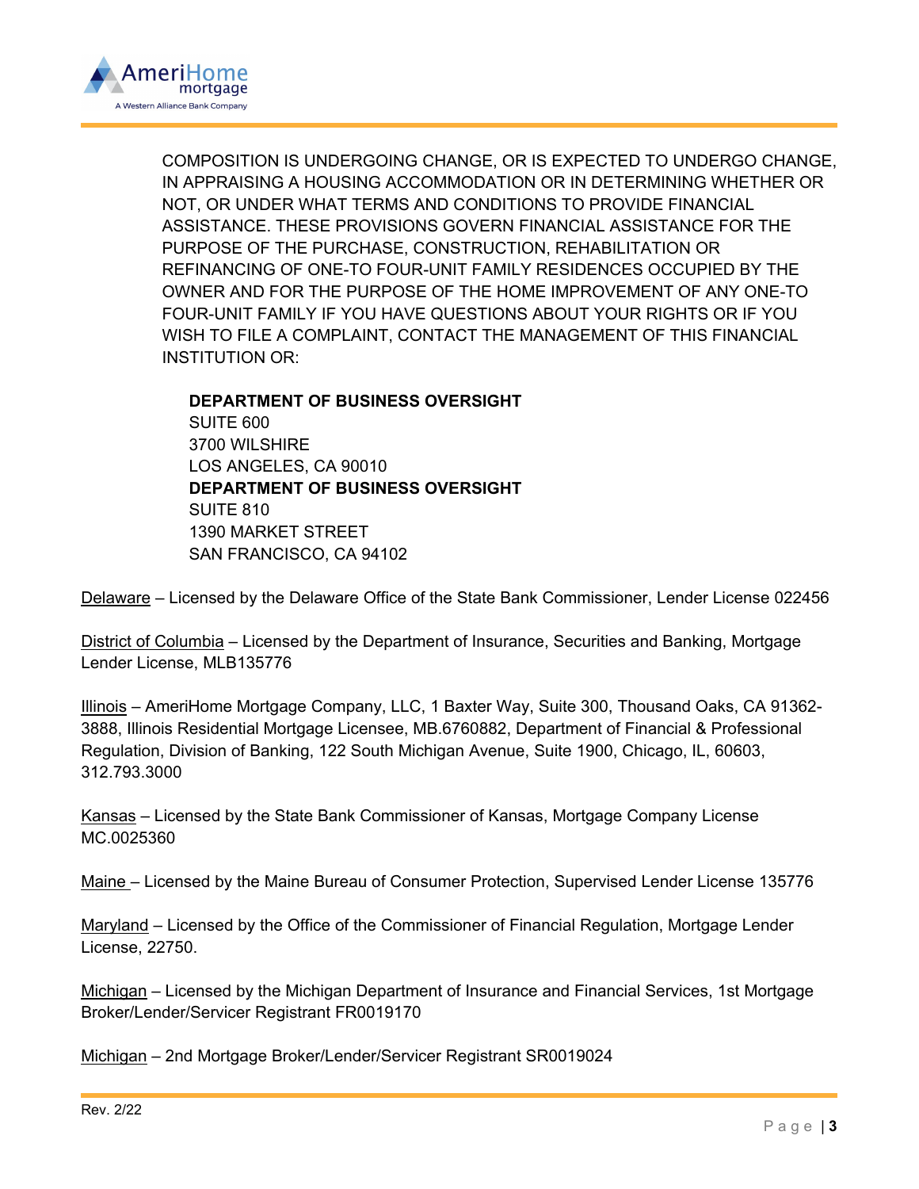COMPOSITION IS UNDERGOING CHANGE, OR IS EXPECTED TO UNDERGO CHANGE, IN APPRAISING A HOUSING ACCOMMODATION OR IN DETERMINING WHETHER OR NOT, OR UNDER WHAT TERMS AND CONDITIONS TO PROVIDE FINANCIAL ASSISTANCE. THESE PROVISIONS GOVERN FINANCIAL ASSISTANCE FOR THE PURPOSE OF THE PURCHASE, CONSTRUCTION, REHABILITATION OR REFINANCING OF ONE-TO FOUR-UNIT FAMILY RESIDENCES OCCUPIED BY THE OWNER AND FOR THE PURPOSE OF THE HOME IMPROVEMENT OF ANY ONE-TO FOUR-UNIT FAMILY IF YOU HAVE QUESTIONS ABOUT YOUR RIGHTS OR IF YOU WISH TO FILE A COMPLAINT, CONTACT THE MANAGEMENT OF THIS FINANCIAL INSTITUTION OR:

**DEPARTMENT OF BUSINESS OVERSIGHT**
SUITE 600
3700 WILSHIRE
LOS ANGELES, CA 90010
**DEPARTMENT OF BUSINESS OVERSIGHT**
SUITE 810
1390 MARKET STREET
SAN FRANCISCO, CA 94102

Delaware – Licensed by the Delaware Office of the State Bank Commissioner, Lender License 022456

District of Columbia – Licensed by the Department of Insurance, Securities and Banking, Mortgage Lender License, MLB135776

Illinois – AmeriHome Mortgage Company, LLC, 1 Baxter Way, Suite 300, Thousand Oaks, CA 91362-3888, Illinois Residential Mortgage Licensee, MB.6760882, Department of Financial & Professional Regulation, Division of Banking, 122 South Michigan Avenue, Suite 1900, Chicago, IL, 60603, 312.793.3000

Kansas – Licensed by the State Bank Commissioner of Kansas, Mortgage Company License MC.0025360

Maine – Licensed by the Maine Bureau of Consumer Protection, Supervised Lender License 135776

Maryland – Licensed by the Office of the Commissioner of Financial Regulation, Mortgage Lender License, 22750.

Michigan – Licensed by the Michigan Department of Insurance and Financial Services, 1st Mortgage Broker/Lender/Servicer Registrant FR0019170

Michigan – 2nd Mortgage Broker/Lender/Servicer Registrant SR0019024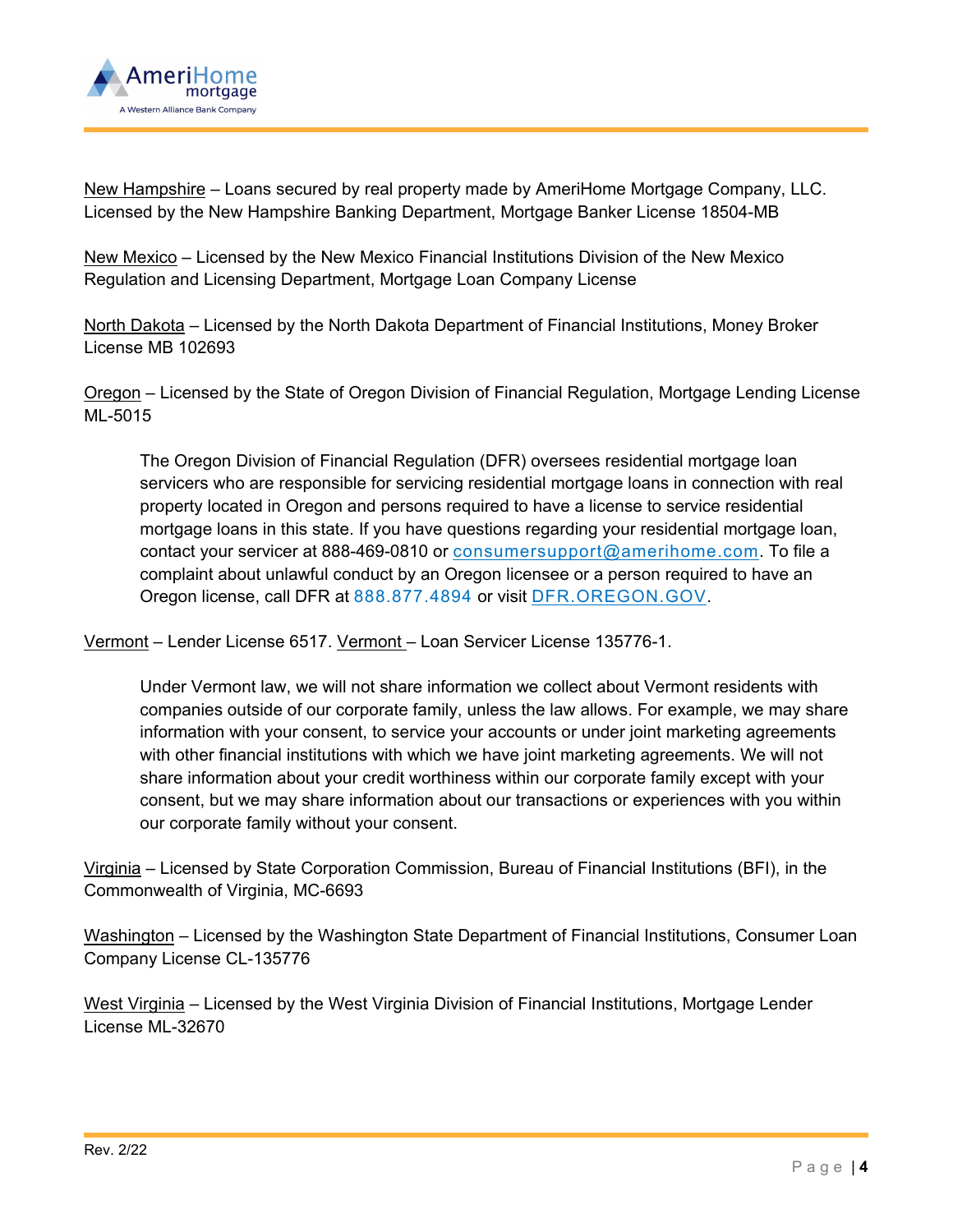New Hampshire – Loans secured by real property made by AmeriHome Mortgage Company, LLC. Licensed by the New Hampshire Banking Department, Mortgage Banker License 18504-MB

New Mexico – Licensed by the New Mexico Financial Institutions Division of the New Mexico Regulation and Licensing Department, Mortgage Loan Company License

North Dakota – Licensed by the North Dakota Department of Financial Institutions, Money Broker License MB 102693

Oregon – Licensed by the State of Oregon Division of Financial Regulation, Mortgage Lending License ML-5015

> The Oregon Division of Financial Regulation (DFR) oversees residential mortgage loan servicers who are responsible for servicing residential mortgage loans in connection with real property located in Oregon and persons required to have a license to service residential mortgage loans in this state. If you have questions regarding your residential mortgage loan, contact your servicer at 888-469-0810 or consumersupport@amerihome.com. To file a complaint about unlawful conduct by an Oregon licensee or a person required to have an Oregon license, call DFR at 888.877.4894 or visit DFR.OREGON.GOV.

Vermont – Lender License 6517. Vermont – Loan Servicer License 135776-1.

> Under Vermont law, we will not share information we collect about Vermont residents with companies outside of our corporate family, unless the law allows. For example, we may share information with your consent, to service your accounts or under joint marketing agreements with other financial institutions with which we have joint marketing agreements. We will not share information about your credit worthiness within our corporate family except with your consent, but we may share information about our transactions or experiences with you within our corporate family without your consent.

Virginia – Licensed by State Corporation Commission, Bureau of Financial Institutions (BFI), in the Commonwealth of Virginia, MC-6693

Washington – Licensed by the Washington State Department of Financial Institutions, Consumer Loan Company License CL-135776

West Virginia – Licensed by the West Virginia Division of Financial Institutions, Mortgage Lender License ML-32670

Rev. 2/22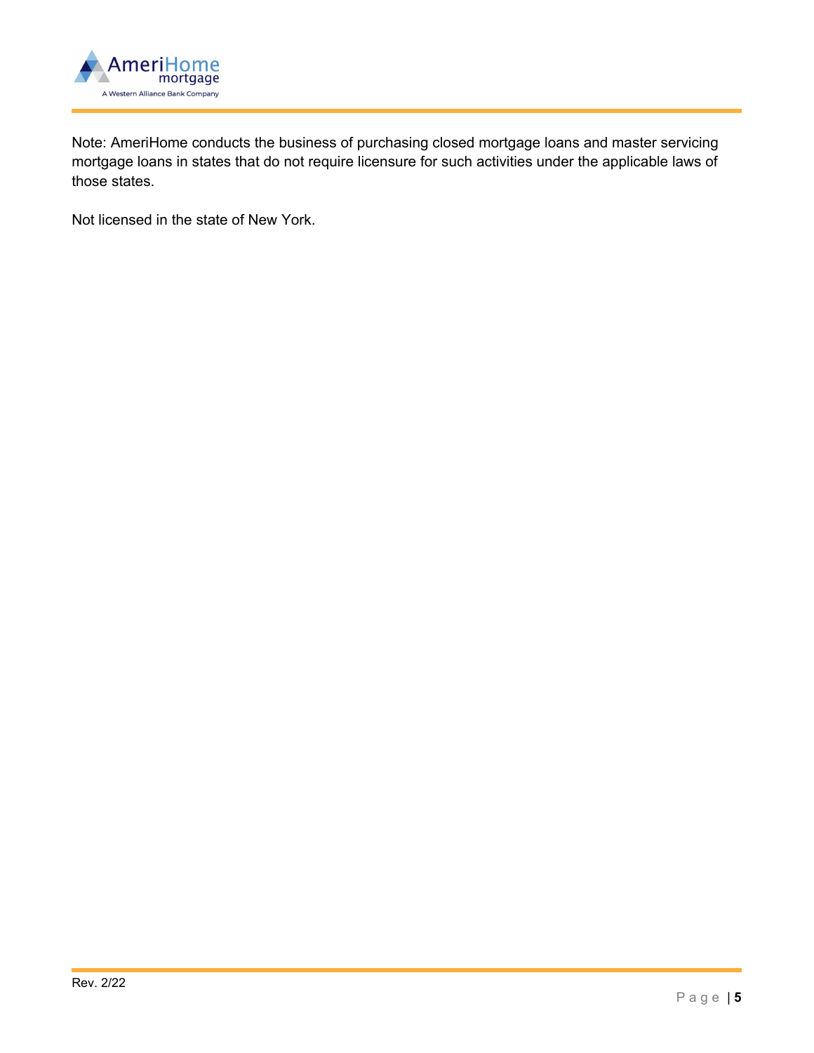Note: AmeriHome conducts the business of purchasing closed mortgage loans and master servicing mortgage loans in states that do not require licensure for such activities under the applicable laws of those states.

Not licensed in the state of New York.